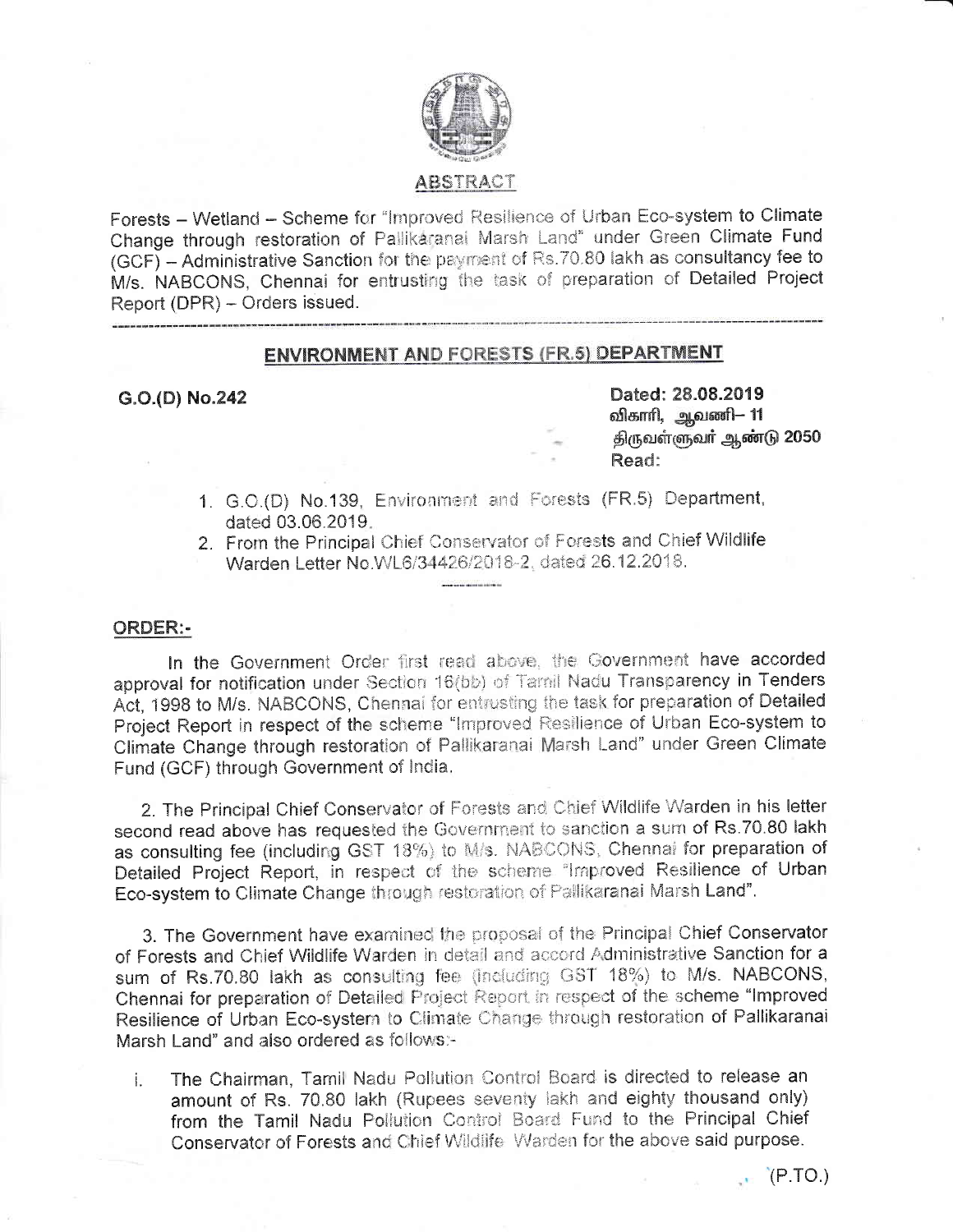## ABSTRACT

Forests – Wetland – Scheme for "Improved Resilience of Urban Eco-system to Climate Change through restoration of Pallikaranai Marsh Land" under Green Climate Fund (GCF) – Administrative Sanction for the payment of Rs.70.80 lakh as consultancy fee to M/s. NABCONS, Chennai for entrusting the task of preparation of Detailed Project Report (DPR) – Orders issued.

---

## ENVIRONMENT AND FORESTS (FR.5) DEPARTMENT

**G.O.(D) No.242**

**Dated: 28.08.2019**
**விகாரி, ஆவணி– 11**
**திருவள்ளுவர் ஆண்டு 2050**
**Read:**

1. G.O.(D) No.139, Environment and Forests (FR.5) Department, dated 03.06.2019.
2. From the Principal Chief Conservator of Forests and Chief Wildlife Warden Letter No.WL6/34426/2018-2, dated 26.12.2018.

---

**ORDER:-**

In the Government Order first read above, the Government have accorded approval for notification under Section 16(bb) of Tamil Nadu Transparency in Tenders Act, 1998 to M/s. NABCONS, Chennai for entrusting the task for preparation of Detailed Project Report in respect of the scheme "Improved Resilience of Urban Eco-system to Climate Change through restoration of Pallikaranai Marsh Land" under Green Climate Fund (GCF) through Government of India.

2. The Principal Chief Conservator of Forests and Chief Wildlife Warden in his letter second read above has requested the Government to sanction a sum of Rs.70.80 lakh as consulting fee (including GST 18%) to M/s. NABCONS, Chennai for preparation of Detailed Project Report, in respect of the scheme "Improved Resilience of Urban Eco-system to Climate Change through restoration of Pallikaranai Marsh Land".

3. The Government have examined the proposal of the Principal Chief Conservator of Forests and Chief Wildlife Warden in detail and accord Administrative Sanction for a sum of Rs.70.80 lakh as consulting fee (including GST 18%) to M/s. NABCONS, Chennai for preparation of Detailed Project Report in respect of the scheme "Improved Resilience of Urban Eco-system to Climate Change through restoration of Pallikaranai Marsh Land" and also ordered as follows:-

i. The Chairman, Tamil Nadu Pollution Control Board is directed to release an amount of Rs. 70.80 lakh (Rupees seventy lakh and eighty thousand only) from the Tamil Nadu Pollution Control Board Fund to the Principal Chief Conservator of Forests and Chief Wildlife Warden for the above said purpose.

(P.TO.)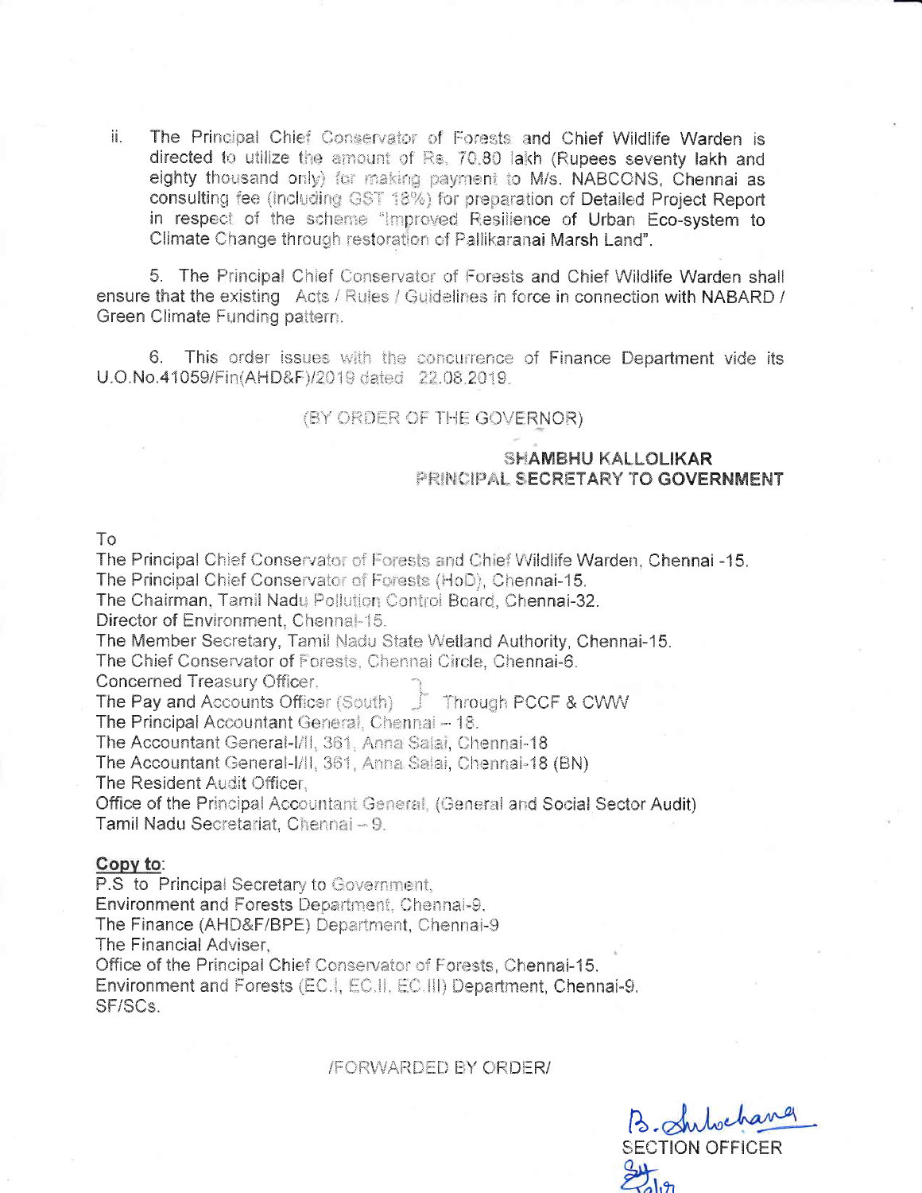ii. The Principal Chief Conservator of Forests and Chief Wildlife Warden is directed to utilize the amount of Rs. 70.80 lakh (Rupees seventy lakh and eighty thousand only) for making payment to M/s. NABCONS, Chennai as consulting fee (including GST 18%) for preparation of Detailed Project Report in respect of the scheme "Improved Resilience of Urban Eco-system to Climate Change through restoration of Pallikaranai Marsh Land".

5. The Principal Chief Conservator of Forests and Chief Wildlife Warden shall ensure that the existing Acts / Rules / Guidelines in force in connection with NABARD / Green Climate Funding pattern.

6. This order issues with the concurrence of Finance Department vide its U.O.No.41059/Fin(AHD&F)/2019 dated 22.08.2019.

(BY ORDER OF THE GOVERNOR)

**SHAMBHU KALLOLIKAR**
**PRINCIPAL SECRETARY TO GOVERNMENT**

To

The Principal Chief Conservator of Forests and Chief Wildlife Warden, Chennai -15.
The Principal Chief Conservator of Forests (HoD), Chennai-15.
The Chairman, Tamil Nadu Pollution Control Board, Chennai-32.
Director of Environment, Chennai-15.
The Member Secretary, Tamil Nadu State Wetland Authority, Chennai-15.
The Chief Conservator of Forests, Chennai Circle, Chennai-6.
Concerned Treasury Officer. } Through PCCF & CWW
The Pay and Accounts Officer (South) } Through PCCF & CWW
The Principal Accountant General, Chennai – 18.
The Accountant General-I/II, 361, Anna Salai, Chennai-18
The Accountant General-I/II, 361, Anna Salai, Chennai-18 (BN)
The Resident Audit Officer,
Office of the Principal Accountant General, (General and Social Sector Audit)
Tamil Nadu Secretariat, Chennai – 9.

**Copy to**:

P.S to Principal Secretary to Government,
Environment and Forests Department, Chennai-9.
The Finance (AHD&F/BPE) Department, Chennai-9
The Financial Adviser,
Office of the Principal Chief Conservator of Forests, Chennai-15.
Environment and Forests (EC.I, EC.II, EC.III) Department, Chennai-9.
SF/SCs.

/FORWARDED BY ORDER/

B. Sulochana
SECTION OFFICER